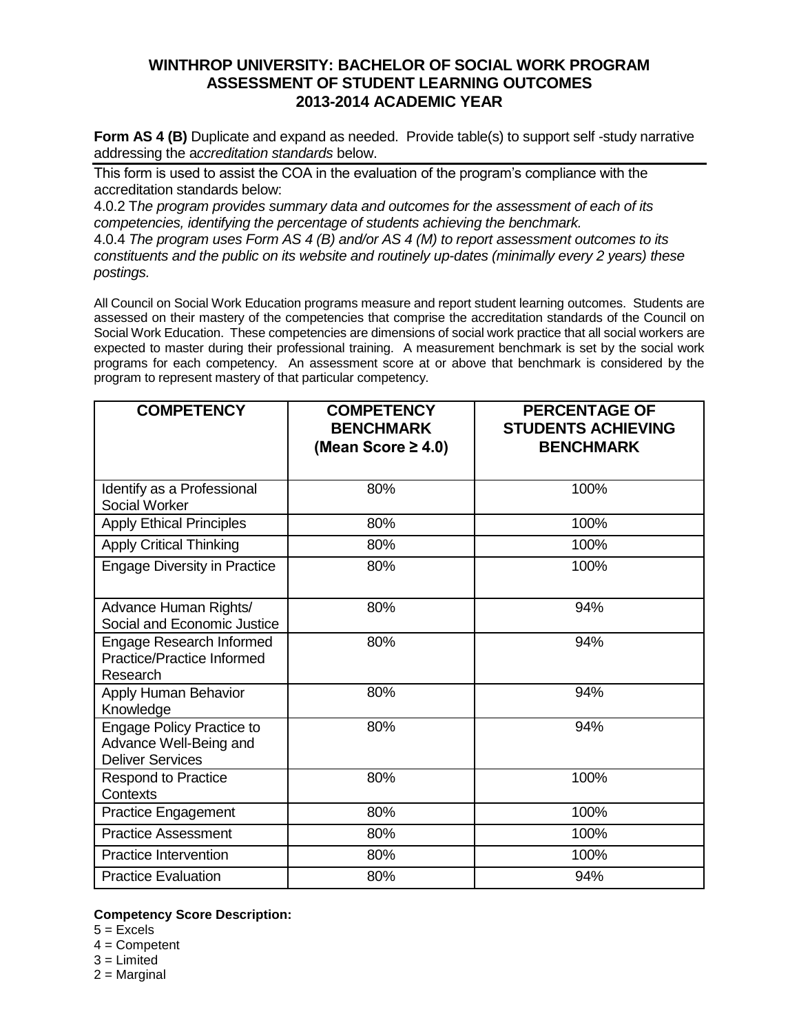# WINTHROP UNIVERSITY: BACHELOR OF SOCIAL WORK PROGRAM
## ASSESSMENT OF STUDENT LEARNING OUTCOMES
## 2013-2014 ACADEMIC YEAR

**Form AS 4 (B)** Duplicate and expand as needed. Provide table(s) to support self -study narrative addressing the a*ccreditation standards* below.

This form is used to assist the COA in the evaluation of the program's compliance with the accreditation standards below:

4.0.2 T*he program provides summary data and outcomes for the assessment of each of its competencies, identifying the percentage of students achieving the benchmark.*

4.0.4 *The program uses Form AS 4 (B) and/or AS 4 (M) to report assessment outcomes to its constituents and the public on its website and routinely up-dates (minimally every 2 years) these postings.*

All Council on Social Work Education programs measure and report student learning outcomes. Students are assessed on their mastery of the competencies that comprise the accreditation standards of the Council on Social Work Education. These competencies are dimensions of social work practice that all social workers are expected to master during their professional training. A measurement benchmark is set by the social work programs for each competency. An assessment score at or above that benchmark is considered by the program to represent mastery of that particular competency.

| COMPETENCY | COMPETENCY BENCHMARK (Mean Score ≥ 4.0) | PERCENTAGE OF STUDENTS ACHIEVING BENCHMARK |
|---|---|---|
| Identify as a Professional Social Worker | 80% | 100% |
| Apply Ethical Principles | 80% | 100% |
| Apply Critical Thinking | 80% | 100% |
| Engage Diversity in Practice | 80% | 100% |
| Advance Human Rights/ Social and Economic Justice | 80% | 94% |
| Engage Research Informed Practice/Practice Informed Research | 80% | 94% |
| Apply Human Behavior Knowledge | 80% | 94% |
| Engage Policy Practice to Advance Well-Being and Deliver Services | 80% | 94% |
| Respond to Practice Contexts | 80% | 100% |
| Practice Engagement | 80% | 100% |
| Practice Assessment | 80% | 100% |
| Practice Intervention | 80% | 100% |
| Practice Evaluation | 80% | 94% |

**Competency Score Description:**

5 = Excels
4 = Competent
3 = Limited
2 = Marginal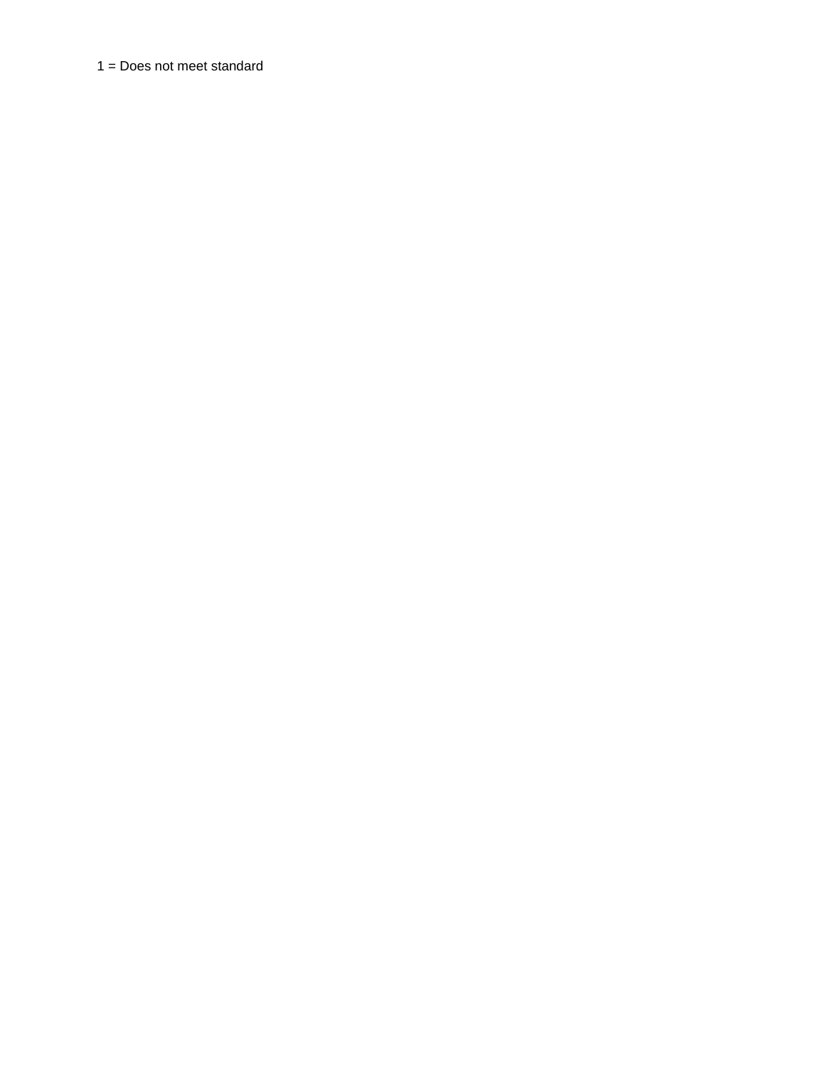1 = Does not meet standard